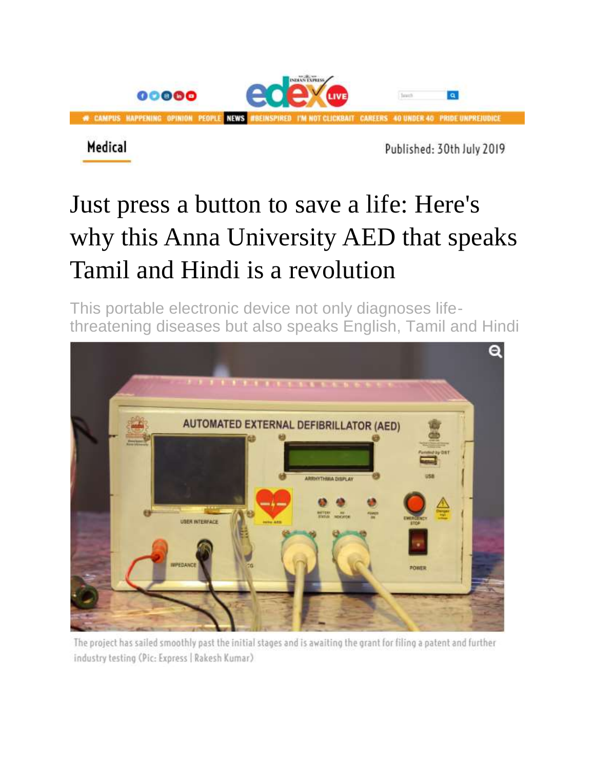Medical

Published: 30th July 2019

# Just press a button to save a life: Here's why this Anna University AED that speaks Tamil and Hindi is a revolution

This portable electronic device not only diagnoses life-threatening diseases but also speaks English, Tamil and Hindi

The project has sailed smoothly past the initial stages and is awaiting the grant for filing a patent and further industry testing (Pic: Express | Rakesh Kumar)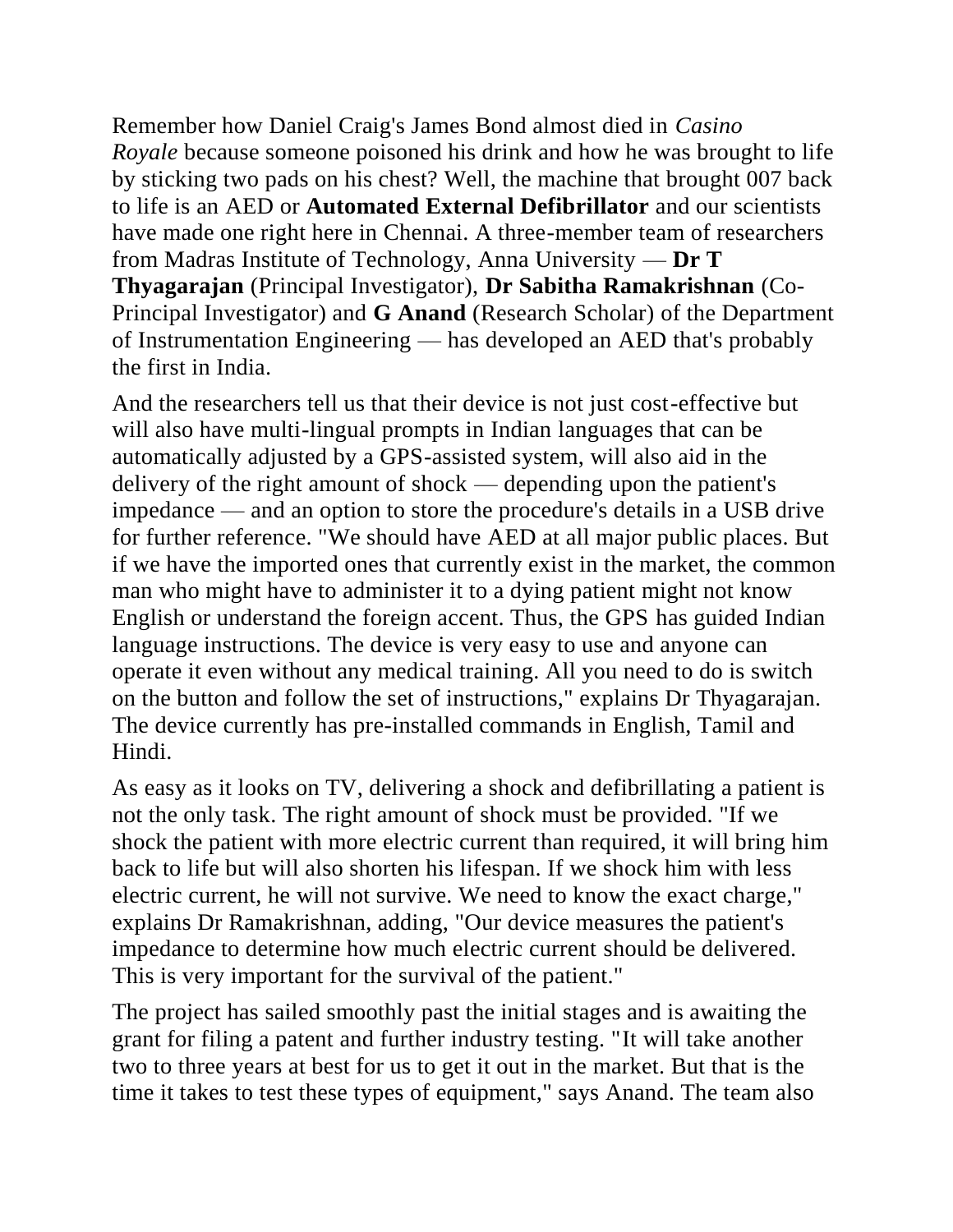Remember how Daniel Craig's James Bond almost died in *Casino Royale* because someone poisoned his drink and how he was brought to life by sticking two pads on his chest? Well, the machine that brought 007 back to life is an AED or **Automated External Defibrillator** and our scientists have made one right here in Chennai. A three-member team of researchers from Madras Institute of Technology, Anna University — **Dr T Thyagarajan** (Principal Investigator), **Dr Sabitha Ramakrishnan** (Co-Principal Investigator) and **G Anand** (Research Scholar) of the Department of Instrumentation Engineering — has developed an AED that's probably the first in India.

And the researchers tell us that their device is not just cost-effective but will also have multi-lingual prompts in Indian languages that can be automatically adjusted by a GPS-assisted system, will also aid in the delivery of the right amount of shock — depending upon the patient's impedance — and an option to store the procedure's details in a USB drive for further reference. "We should have AED at all major public places. But if we have the imported ones that currently exist in the market, the common man who might have to administer it to a dying patient might not know English or understand the foreign accent. Thus, the GPS has guided Indian language instructions. The device is very easy to use and anyone can operate it even without any medical training. All you need to do is switch on the button and follow the set of instructions," explains Dr Thyagarajan. The device currently has pre-installed commands in English, Tamil and Hindi.

As easy as it looks on TV, delivering a shock and defibrillating a patient is not the only task. The right amount of shock must be provided. "If we shock the patient with more electric current than required, it will bring him back to life but will also shorten his lifespan. If we shock him with less electric current, he will not survive. We need to know the exact charge," explains Dr Ramakrishnan, adding, "Our device measures the patient's impedance to determine how much electric current should be delivered. This is very important for the survival of the patient."

The project has sailed smoothly past the initial stages and is awaiting the grant for filing a patent and further industry testing. "It will take another two to three years at best for us to get it out in the market. But that is the time it takes to test these types of equipment," says Anand. The team also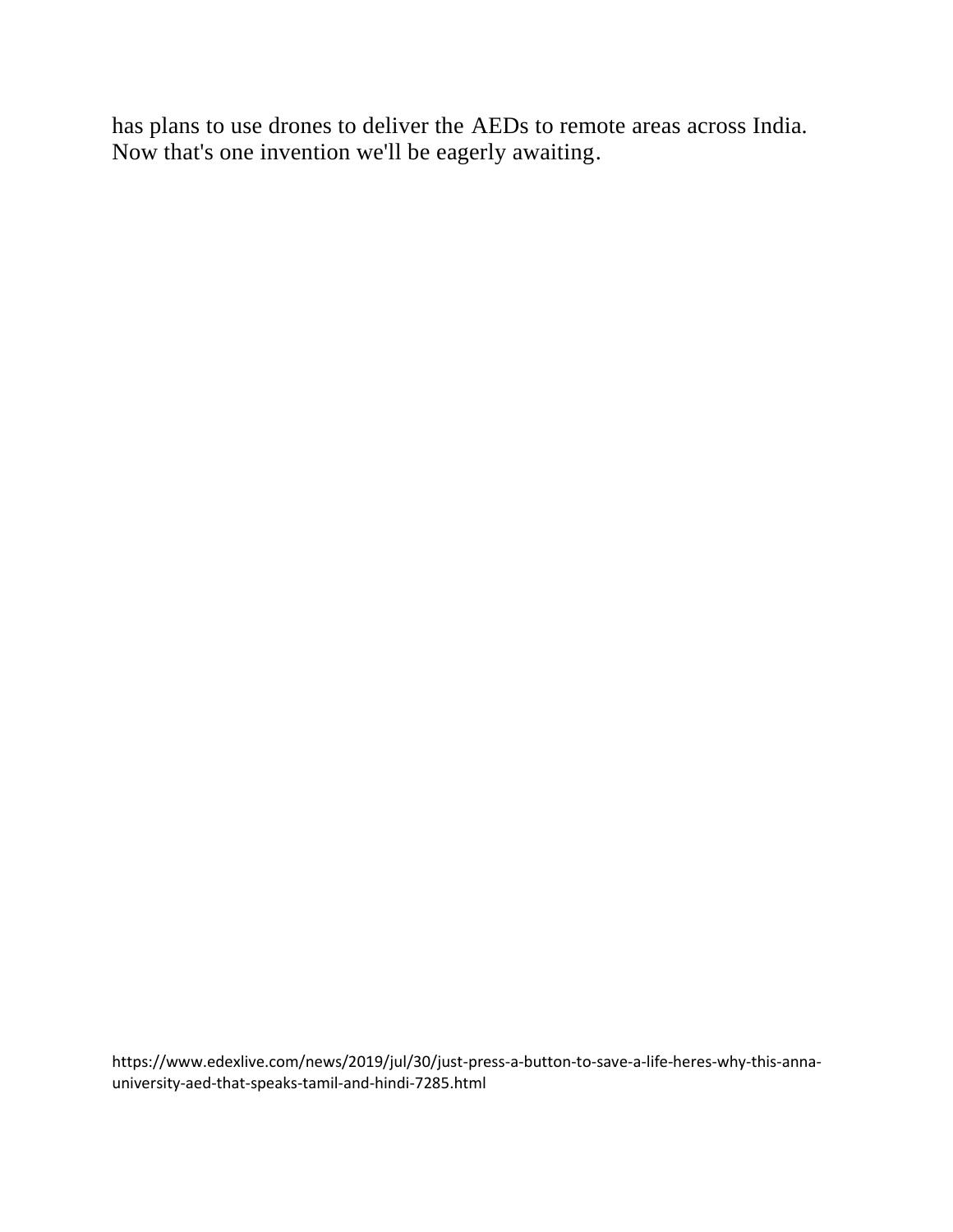has plans to use drones to deliver the AEDs to remote areas across India. Now that's one invention we'll be eagerly awaiting.

https://www.edexlive.com/news/2019/jul/30/just-press-a-button-to-save-a-life-heres-why-this-anna-university-aed-that-speaks-tamil-and-hindi-7285.html